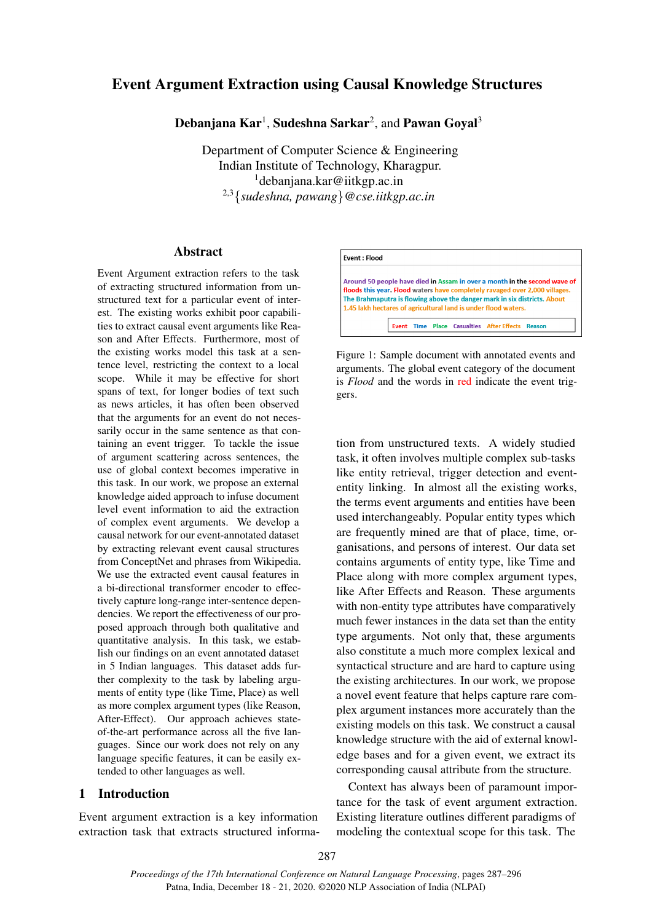# Event Argument Extraction using Causal Knowledge Structures

**Debanjana Kar**[1], **Sudeshna Sarkar**[2], and **Pawan Goyal**[3]

Department of Computer Science & Engineering
Indian Institute of Technology, Kharagpur.
[1]debanjana.kar@iitkgp.ac.in
[2,3]{*sudeshna, pawang*}@*cse.iitkgp.ac.in*

## Abstract

Event Argument extraction refers to the task of extracting structured information from unstructured text for a particular event of interest. The existing works exhibit poor capabilities to extract causal event arguments like Reason and After Effects. Furthermore, most of the existing works model this task at a sentence level, restricting the context to a local scope. While it may be effective for short spans of text, for longer bodies of text such as news articles, it has often been observed that the arguments for an event do not necessarily occur in the same sentence as that containing an event trigger. To tackle the issue of argument scattering across sentences, the use of global context becomes imperative in this task. In our work, we propose an external knowledge aided approach to infuse document level event information to aid the extraction of complex event arguments. We develop a causal network for our event-annotated dataset by extracting relevant event causal structures from ConceptNet and phrases from Wikipedia. We use the extracted event causal features in a bi-directional transformer encoder to effectively capture long-range inter-sentence dependencies. We report the effectiveness of our proposed approach through both qualitative and quantitative analysis. In this task, we establish our findings on an event annotated dataset in 5 Indian languages. This dataset adds further complexity to the task by labeling arguments of entity type (like Time, Place) as well as more complex argument types (like Reason, After-Effect). Our approach achieves state-of-the-art performance across all the five languages. Since our work does not rely on any language specific features, it can be easily extended to other languages as well.

## 1 Introduction

Event argument extraction is a key information extraction task that extracts structured information from unstructured texts. A widely studied task, it often involves multiple complex sub-tasks like entity retrieval, trigger detection and event-entity linking. In almost all the existing works, the terms event arguments and entities have been used interchangeably. Popular entity types which are frequently mined are that of place, time, organisations, and persons of interest. Our data set contains arguments of entity type, like Time and Place along with more complex argument types, like After Effects and Reason. These arguments with non-entity type attributes have comparatively much fewer instances in the data set than the entity type arguments. Not only that, these arguments also constitute a much more complex lexical and syntactical structure and are hard to capture using the existing architectures. In our work, we propose a novel event feature that helps capture rare complex argument instances more accurately than the existing models on this task. We construct a causal knowledge structure with the aid of external knowledge bases and for a given event, we extract its corresponding causal attribute from the structure.

Context has always been of paramount importance for the task of event argument extraction. Existing literature outlines different paradigms of modeling the contextual scope for this task. The

Event : Flood

Around 50 people have died in Assam in over a month in the second wave of floods this year. Flood waters have completely ravaged over 2,000 villages. The Brahmaputra is flowing above the danger mark in six districts. About 1.45 lakh hectares of agricultural land is under flood waters.

Event Time Place Casualties After Effects Reason

Figure 1: Sample document with annotated events and arguments. The global event category of the document is *Flood* and the words in red indicate the event triggers.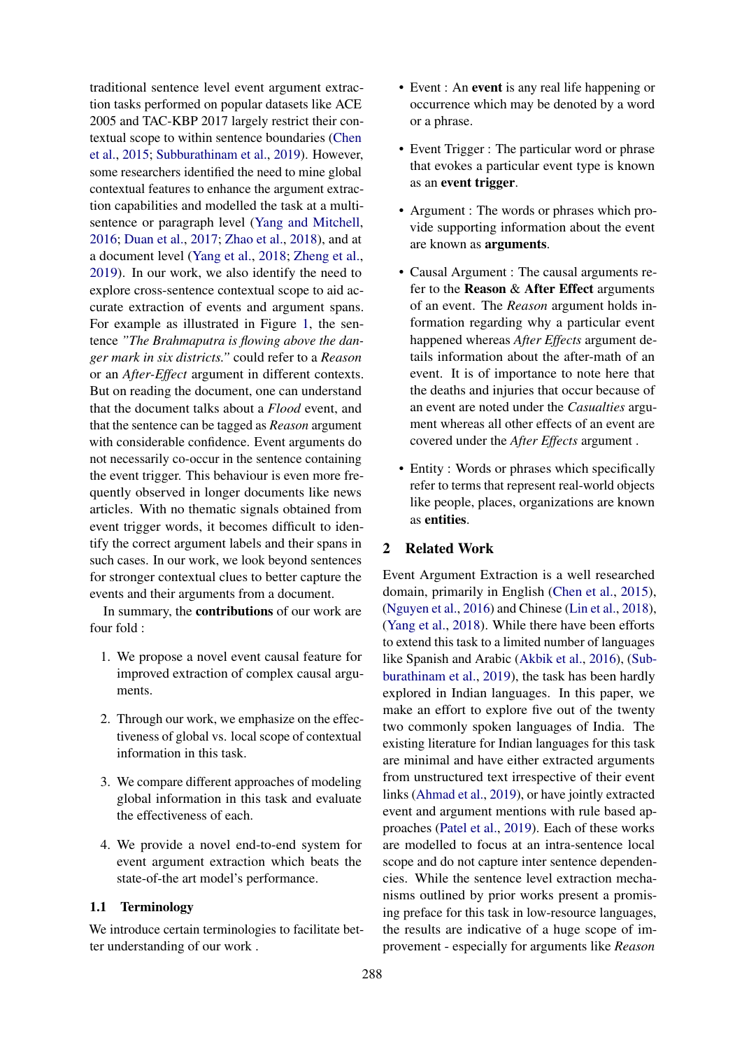traditional sentence level event argument extraction tasks performed on popular datasets like ACE 2005 and TAC-KBP 2017 largely restrict their contextual scope to within sentence boundaries (Chen et al., 2015; Subburathinam et al., 2019). However, some researchers identified the need to mine global contextual features to enhance the argument extraction capabilities and modelled the task at a multi-sentence or paragraph level (Yang and Mitchell, 2016; Duan et al., 2017; Zhao et al., 2018), and at a document level (Yang et al., 2018; Zheng et al., 2019). In our work, we also identify the need to explore cross-sentence contextual scope to aid accurate extraction of events and argument spans. For example as illustrated in Figure 1, the sentence *"The Brahmaputra is flowing above the danger mark in six districts."* could refer to a *Reason* or an *After-Effect* argument in different contexts. But on reading the document, one can understand that the document talks about a *Flood* event, and that the sentence can be tagged as *Reason* argument with considerable confidence. Event arguments do not necessarily co-occur in the sentence containing the event trigger. This behaviour is even more frequently observed in longer documents like news articles. With no thematic signals obtained from event trigger words, it becomes difficult to identify the correct argument labels and their spans in such cases. In our work, we look beyond sentences for stronger contextual clues to better capture the events and their arguments from a document.

In summary, the **contributions** of our work are four fold :

1. We propose a novel event causal feature for improved extraction of complex causal arguments.
2. Through our work, we emphasize on the effectiveness of global vs. local scope of contextual information in this task.
3. We compare different approaches of modeling global information in this task and evaluate the effectiveness of each.
4. We provide a novel end-to-end system for event argument extraction which beats the state-of-the art model's performance.

### 1.1 Terminology

We introduce certain terminologies to facilitate better understanding of our work .

- Event : An **event** is any real life happening or occurrence which may be denoted by a word or a phrase.
- Event Trigger : The particular word or phrase that evokes a particular event type is known as an **event trigger**.
- Argument : The words or phrases which provide supporting information about the event are known as **arguments**.
- Causal Argument : The causal arguments refer to the **Reason** & **After Effect** arguments of an event. The *Reason* argument holds information regarding why a particular event happened whereas *After Effects* argument details information about the after-math of an event. It is of importance to note here that the deaths and injuries that occur because of an event are noted under the *Casualties* argument whereas all other effects of an event are covered under the *After Effects* argument .
- Entity : Words or phrases which specifically refer to terms that represent real-world objects like people, places, organizations are known as **entities**.

## 2 Related Work

Event Argument Extraction is a well researched domain, primarily in English (Chen et al., 2015), (Nguyen et al., 2016) and Chinese (Lin et al., 2018), (Yang et al., 2018). While there have been efforts to extend this task to a limited number of languages like Spanish and Arabic (Akbik et al., 2016), (Subburathinam et al., 2019), the task has been hardly explored in Indian languages. In this paper, we make an effort to explore five out of the twenty two commonly spoken languages of India. The existing literature for Indian languages for this task are minimal and have either extracted arguments from unstructured text irrespective of their event links (Ahmad et al., 2019), or have jointly extracted event and argument mentions with rule based approaches (Patel et al., 2019). Each of these works are modelled to focus at an intra-sentence local scope and do not capture inter sentence dependencies. While the sentence level extraction mechanisms outlined by prior works present a promising preface for this task in low-resource languages, the results are indicative of a huge scope of improvement - especially for arguments like *Reason*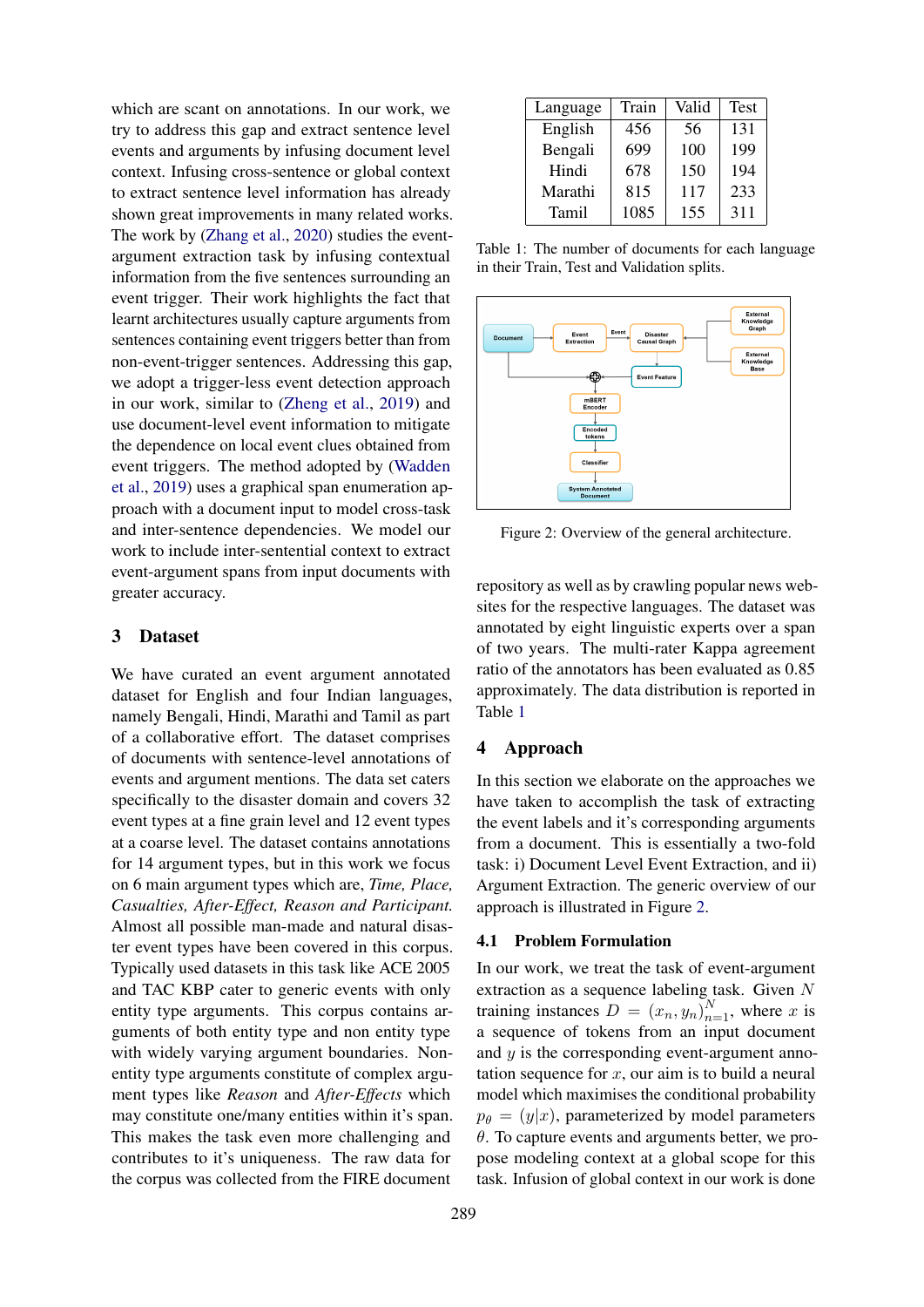which are scant on annotations. In our work, we try to address this gap and extract sentence level events and arguments by infusing document level context. Infusing cross-sentence or global context to extract sentence level information has already shown great improvements in many related works. The work by (Zhang et al., 2020) studies the event-argument extraction task by infusing contextual information from the five sentences surrounding an event trigger. Their work highlights the fact that learnt architectures usually capture arguments from sentences containing event triggers better than from non-event-trigger sentences. Addressing this gap, we adopt a trigger-less event detection approach in our work, similar to (Zheng et al., 2019) and use document-level event information to mitigate the dependence on local event clues obtained from the event triggers. The method adopted by (Wadden et al., 2019) uses a graphical span enumeration approach with a document input to model cross-task and inter-sentence dependencies. We model our work to include inter-sentential context to extract event-argument spans from input documents with greater accuracy.

## 3 Dataset

We have curated an event argument annotated dataset for English and four Indian languages, namely Bengali, Hindi, Marathi and Tamil as part of a collaborative effort. The dataset comprises of documents with sentence-level annotations of events and argument mentions. The data set caters specifically to the disaster domain and covers 32 event types at a fine grain level and 12 event types at a coarse level. The dataset contains annotations for 14 argument types, but in this work we focus on 6 main argument types which are, *Time, Place, Casualties, After-Effect, Reason and Participant.* Almost all possible man-made and natural disaster event types have been covered in this corpus. Typically used datasets in this task like ACE 2005 and TAC KBP cater to generic events with only entity type arguments. This corpus contains arguments of both entity type and non entity type with widely varying argument boundaries. Non-entity type arguments constitute of complex argument types like *Reason* and *After-Effects* which may constitute one/many entities within it's span. This makes the task even more challenging and contributes to it's uniqueness. The raw data for the corpus was collected from the FIRE document repository as well as by crawling popular news websites for the respective languages. The dataset was annotated by eight linguistic experts over a span of two years. The multi-rater Kappa agreement ratio of the annotators has been evaluated as 0.85 approximately. The data distribution is reported in Table 1

| Language | Train | Valid | Test |
|---|---|---|---|
| English | 456 | 56 | 131 |
| Bengali | 699 | 100 | 199 |
| Hindi | 678 | 150 | 194 |
| Marathi | 815 | 117 | 233 |
| Tamil | 1085 | 155 | 311 |

Table 1: The number of documents for each language in their Train, Test and Validation splits.

Figure 2: Overview of the general architecture.

## 4 Approach

In this section we elaborate on the approaches we have taken to accomplish the task of extracting the event labels and it's corresponding arguments from a document. This is essentially a two-fold task: i) Document Level Event Extraction, and ii) Argument Extraction. The generic overview of our approach is illustrated in Figure 2.

### 4.1 Problem Formulation

In our work, we treat the task of event-argument extraction as a sequence labeling task. Given $N$ training instances $D = (x_n, y_n)_{n=1}^{N}$, where $x$ is a sequence of tokens from an input document and $y$ is the corresponding event-argument annotation sequence for $x$, our aim is to build a neural model which maximises the conditional probability $p_\theta = (y|x)$, parameterized by model parameters $\theta$. To capture events and arguments better, we propose modeling context at a global scope for this task. Infusion of global context in our work is done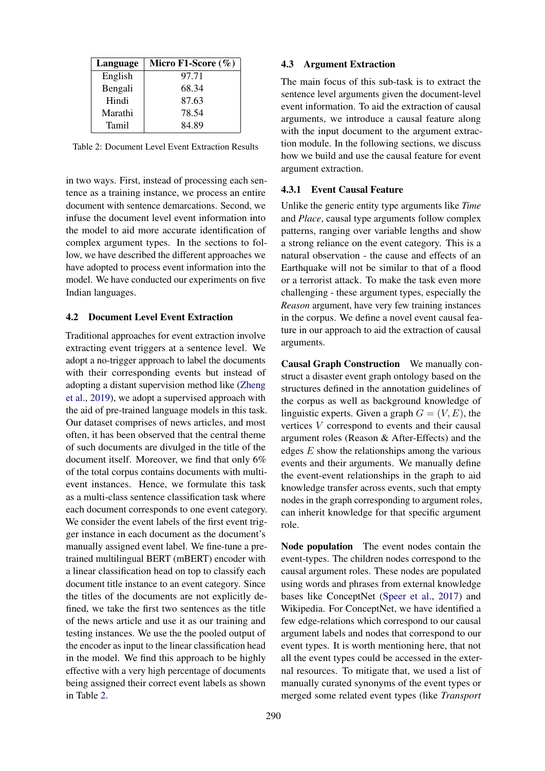| Language | Micro F1-Score (%) |
|---|---|
| English | 97.71 |
| Bengali | 68.34 |
| Hindi | 87.63 |
| Marathi | 78.54 |
| Tamil | 84.89 |

Table 2: Document Level Event Extraction Results

in two ways. First, instead of processing each sentence as a training instance, we process an entire document with sentence demarcations. Second, we infuse the document level event information into the model to aid more accurate identification of complex argument types. In the sections to follow, we have described the different approaches we have adopted to process event information into the model. We have conducted our experiments on five Indian languages.

### 4.2 Document Level Event Extraction

Traditional approaches for event extraction involve extracting event triggers at a sentence level. We adopt a no-trigger approach to label the documents with their corresponding events but instead of adopting a distant supervision method like (Zheng et al., 2019), we adopt a supervised approach with the aid of pre-trained language models in this task. Our dataset comprises of news articles, and most often, it has been observed that the central theme of such documents are divulged in the title of the document itself. Moreover, we find that only 6% of the total corpus contains documents with multi-event instances. Hence, we formulate this task as a multi-class sentence classification task where each document corresponds to one event category. We consider the event labels of the first event trigger instance in each document as the document's manually assigned event label. We fine-tune a pre-trained multilingual BERT (mBERT) encoder with a linear classification head on top to classify each document title instance to an event category. Since the titles of the documents are not explicitly defined, we take the first two sentences as the title of the news article and use it as our training and testing instances. We use the the pooled output of the encoder as input to the linear classification head in the model. We find this approach to be highly effective with a very high percentage of documents being assigned their correct event labels as shown in Table 2.

### 4.3 Argument Extraction

The main focus of this sub-task is to extract the sentence level arguments given the document-level event information. To aid the extraction of causal arguments, we introduce a causal feature along with the input document to the argument extraction module. In the following sections, we discuss how we build and use the causal feature for event argument extraction.

#### 4.3.1 Event Causal Feature

Unlike the generic entity type arguments like *Time* and *Place*, causal type arguments follow complex patterns, ranging over variable lengths and show a strong reliance on the event category. This is a natural observation - the cause and effects of an Earthquake will not be similar to that of a flood or a terrorist attack. To make the task even more challenging - these argument types, especially the *Reason* argument, have very few training instances in the corpus. We define a novel event causal feature in our approach to aid the extraction of causal arguments.

**Causal Graph Construction** We manually construct a disaster event graph ontology based on the structures defined in the annotation guidelines of the corpus as well as background knowledge of linguistic experts. Given a graph $G = (V, E)$, the vertices $V$ correspond to events and their causal argument roles (Reason & After-Effects) and the edges $E$ show the relationships among the various events and their arguments. We manually define the event-event relationships in the graph to aid knowledge transfer across events, such that empty nodes in the graph corresponding to argument roles, can inherit knowledge for that specific argument role.

**Node population** The event nodes contain the event-types. The children nodes correspond to the causal argument roles. These nodes are populated using words and phrases from external knowledge bases like ConceptNet (Speer et al., 2017) and Wikipedia. For ConceptNet, we have identified a few edge-relations which correspond to our causal argument labels and nodes that correspond to our event types. It is worth mentioning here, that not all the event types could be accessed in the external resources. To mitigate that, we used a list of manually curated synonyms of the event types or merged some related event types (like *Transport*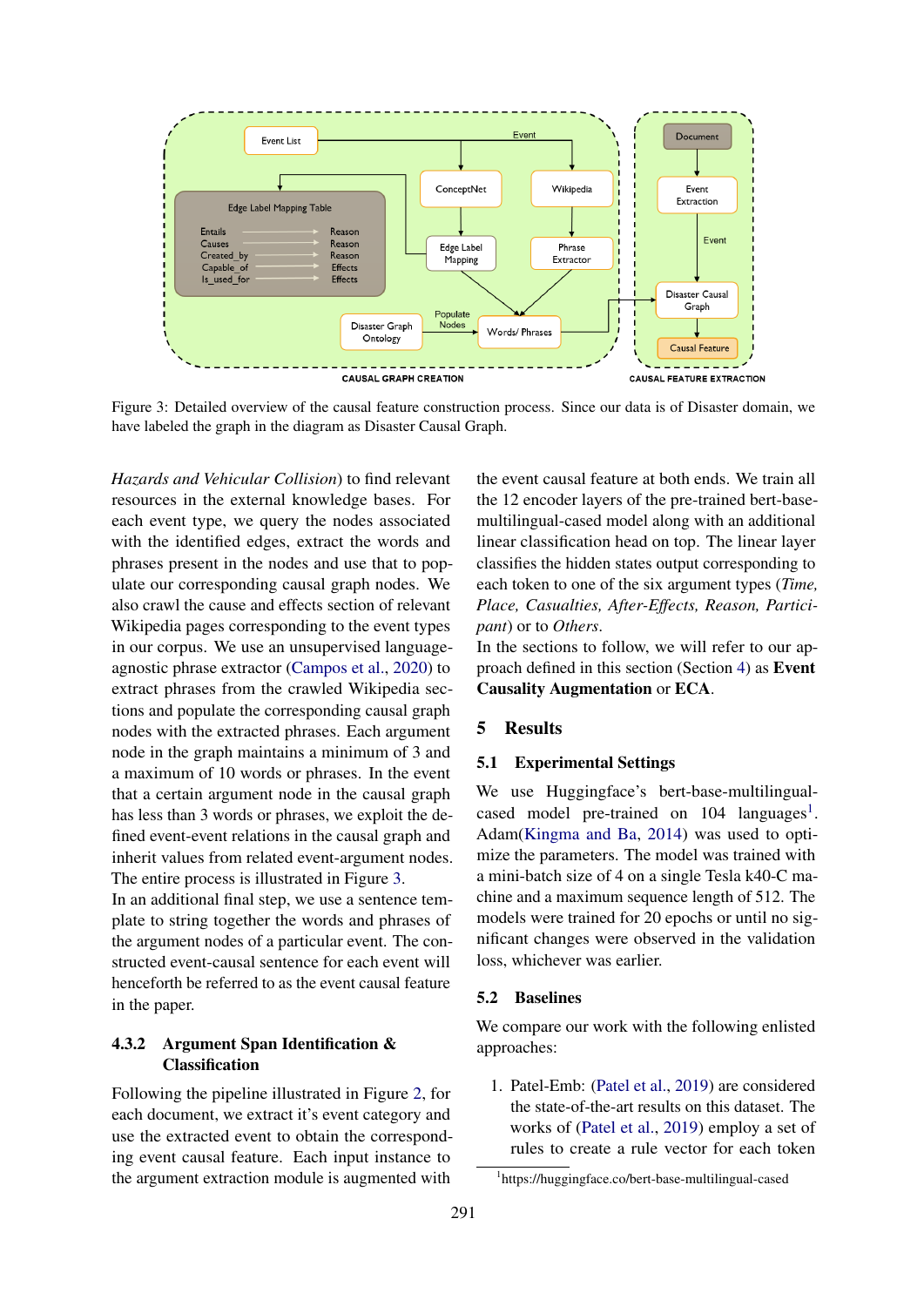Figure 3: Detailed overview of the causal feature construction process. Since our data is of Disaster domain, we have labeled the graph in the diagram as Disaster Causal Graph.

*Hazards and Vehicular Collision*) to find relevant resources in the external knowledge bases. For each event type, we query the nodes associated with the identified edges, extract the words and phrases present in the nodes and use that to populate our corresponding causal graph nodes. We also crawl the cause and effects section of relevant Wikipedia pages corresponding to the event types in our corpus. We use an unsupervised language-agnostic phrase extractor (Campos et al., 2020) to extract phrases from the crawled Wikipedia sections and populate the corresponding causal graph nodes with the extracted phrases. Each argument node in the graph maintains a minimum of 3 and a maximum of 10 words or phrases. In the event that a certain argument node in the causal graph has less than 3 words or phrases, we exploit the defined event-event relations in the causal graph and inherit values from related event-argument nodes. The entire process is illustrated in Figure 3.

In an additional final step, we use a sentence template to string together the words and phrases of the argument nodes of a particular event. The constructed event-causal sentence for each event will henceforth be referred to as the event causal feature in the paper.

### 4.3.2 Argument Span Identification & Classification

Following the pipeline illustrated in Figure 2, for each document, we extract it's event category and use the extracted event to obtain the corresponding event causal feature. Each input instance to the argument extraction module is augmented with the event causal feature at both ends. We train all the 12 encoder layers of the pre-trained bert-base-multilingual-cased model along with an additional linear classification head on top. The linear layer classifies the hidden states output corresponding to each token to one of the six argument types (*Time, Place, Casualties, After-Effects, Reason, Participant*) or to *Others*.

In the sections to follow, we will refer to our approach defined in this section (Section 4) as **Event Causality Augmentation** or **ECA**.

## 5 Results

### 5.1 Experimental Settings

We use Huggingface's bert-base-multilingual-cased model pre-trained on 104 languages[1]. Adam(Kingma and Ba, 2014) was used to optimize the parameters. The model was trained with a mini-batch size of 4 on a single Tesla k40-C machine and a maximum sequence length of 512. The models were trained for 20 epochs or until no significant changes were observed in the validation loss, whichever was earlier.

### 5.2 Baselines

We compare our work with the following enlisted approaches:

1. Patel-Emb: (Patel et al., 2019) are considered the state-of-the-art results on this dataset. The works of (Patel et al., 2019) employ a set of rules to create a rule vector for each token

[1]https://huggingface.co/bert-base-multilingual-cased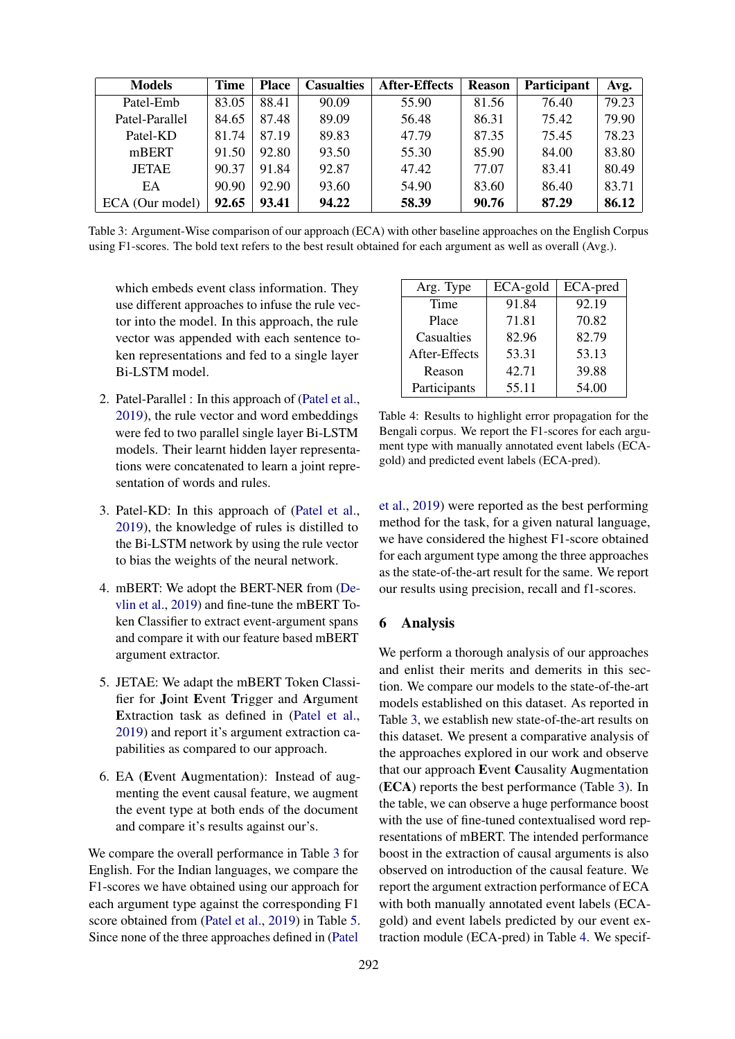| Models | Time | Place | Casualties | After-Effects | Reason | Participant | Avg. |
|---|---|---|---|---|---|---|---|
| Patel-Emb | 83.05 | 88.41 | 90.09 | 55.90 | 81.56 | 76.40 | 79.23 |
| Patel-Parallel | 84.65 | 87.48 | 89.09 | 56.48 | 86.31 | 75.42 | 79.90 |
| Patel-KD | 81.74 | 87.19 | 89.83 | 47.79 | 87.35 | 75.45 | 78.23 |
| mBERT | 91.50 | 92.80 | 93.50 | 55.30 | 85.90 | 84.00 | 83.80 |
| JETAE | 90.37 | 91.84 | 92.87 | 47.42 | 77.07 | 83.41 | 80.49 |
| EA | 90.90 | 92.90 | 93.60 | 54.90 | 83.60 | 86.40 | 83.71 |
| ECA (Our model) | **92.65** | **93.41** | **94.22** | **58.39** | **90.76** | **87.29** | **86.12** |

Table 3: Argument-Wise comparison of our approach (ECA) with other baseline approaches on the English Corpus using F1-scores. The bold text refers to the best result obtained for each argument as well as overall (Avg.).

which embeds event class information. They use different approaches to infuse the rule vector into the model. In this approach, the rule vector was appended with each sentence token representations and fed to a single layer Bi-LSTM model.

2. Patel-Parallel : In this approach of (Patel et al., 2019), the rule vector and word embeddings were fed to two parallel single layer Bi-LSTM models. Their learnt hidden layer representations were concatenated to learn a joint representation of words and rules.

3. Patel-KD: In this approach of (Patel et al., 2019), the knowledge of rules is distilled to the Bi-LSTM network by using the rule vector to bias the weights of the neural network.

4. mBERT: We adopt the BERT-NER from (Devlin et al., 2019) and fine-tune the mBERT Token Classifier to extract event-argument spans and compare it with our feature based mBERT argument extractor.

5. JETAE: We adapt the mBERT Token Classifier for **J**oint **E**vent **T**rigger and **A**rgument **E**xtraction task as defined in (Patel et al., 2019) and report it's argument extraction capabilities as compared to our approach.

6. EA (**E**vent **A**ugmentation): Instead of augmenting the event causal feature, we augment the event type at both ends of the document and compare it's results against our's.

We compare the overall performance in Table 3 for English. For the Indian languages, we compare the F1-scores we have obtained using our approach for each argument type against the corresponding F1 score obtained from (Patel et al., 2019) in Table 5. Since none of the three approaches defined in (Patel et al., 2019) were reported as the best performing method for the task, for a given natural language, we have considered the highest F1-score obtained for each argument type among the three approaches as the state-of-the-art result for the same. We report our results using precision, recall and f1-scores.

| Arg. Type | ECA-gold | ECA-pred |
|---|---|---|
| Time | 91.84 | 92.19 |
| Place | 71.81 | 70.82 |
| Casualties | 82.96 | 82.79 |
| After-Effects | 53.31 | 53.13 |
| Reason | 42.71 | 39.88 |
| Participants | 55.11 | 54.00 |

Table 4: Results to highlight error propagation for the Bengali corpus. We report the F1-scores for each argument type with manually annotated event labels (ECA-gold) and predicted event labels (ECA-pred).

## 6 Analysis

We perform a thorough analysis of our approaches and enlist their merits and demerits in this section. We compare our models to the state-of-the-art models established on this dataset. As reported in Table 3, we establish new state-of-the-art results on this dataset. We present a comparative analysis of the approaches explored in our work and observe that our approach **E**vent **C**ausality **A**ugmentation (**ECA**) reports the best performance (Table 3). In the table, we can observe a huge performance boost with the use of fine-tuned contextualised word representations of mBERT. The intended performance boost in the extraction of causal arguments is also observed on introduction of the causal feature. We report the argument extraction performance of ECA with both manually annotated event labels (ECA-gold) and event labels predicted by our event extraction module (ECA-pred) in Table 4. We specif-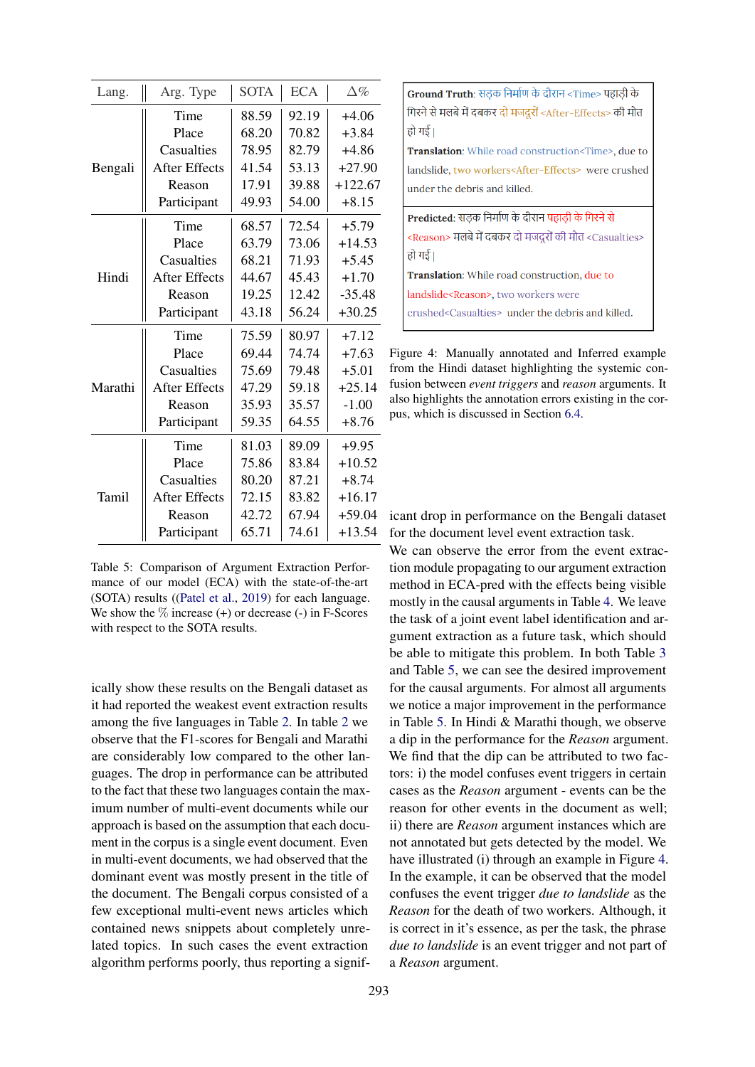| Lang. | Arg. Type | SOTA | ECA | Δ% |
|---|---|---|---|---|
| Bengali | Time | 88.59 | 92.19 | +4.06 |
| | Place | 68.20 | 70.82 | +3.84 |
| | Casualties | 78.95 | 82.79 | +4.86 |
| | After Effects | 41.54 | 53.13 | +27.90 |
| | Reason | 17.91 | 39.88 | +122.67 |
| | Participant | 49.93 | 54.00 | +8.15 |
| Hindi | Time | 68.57 | 72.54 | +5.79 |
| | Place | 63.79 | 73.06 | +14.53 |
| | Casualties | 68.21 | 71.93 | +5.45 |
| | After Effects | 44.67 | 45.43 | +1.70 |
| | Reason | 19.25 | 12.42 | -35.48 |
| | Participant | 43.18 | 56.24 | +30.25 |
| Marathi | Time | 75.59 | 80.97 | +7.12 |
| | Place | 69.44 | 74.74 | +7.63 |
| | Casualties | 75.69 | 79.48 | +5.01 |
| | After Effects | 47.29 | 59.18 | +25.14 |
| | Reason | 35.93 | 35.57 | -1.00 |
| | Participant | 59.35 | 64.55 | +8.76 |
| Tamil | Time | 81.03 | 89.09 | +9.95 |
| | Place | 75.86 | 83.84 | +10.52 |
| | Casualties | 80.20 | 87.21 | +8.74 |
| | After Effects | 72.15 | 83.82 | +16.17 |
| | Reason | 42.72 | 67.94 | +59.04 |
| | Participant | 65.71 | 74.61 | +13.54 |

Table 5: Comparison of Argument Extraction Performance of our model (ECA) with the state-of-the-art (SOTA) results ((Patel et al., 2019) for each language. We show the % increase (+) or decrease (-) in F-Scores with respect to the SOTA results.

ically show these results on the Bengali dataset as it had reported the weakest event extraction results among the five languages in Table 2. In table 2 we observe that the F1-scores for Bengali and Marathi are considerably low compared to the other languages. The drop in performance can be attributed to the fact that these two languages contain the maximum number of multi-event documents while our approach is based on the assumption that each document in the corpus is a single event document. Even in multi-event documents, we had observed that the dominant event was mostly present in the title of the document. The Bengali corpus consisted of a few exceptional multi-event news articles which contained news snippets about completely unrelated topics. In such cases the event extraction algorithm performs poorly, thus reporting a significant drop in performance on the Bengali dataset for the document level event extraction task.

**Ground Truth**: सड़क निर्माण के दौरान <Time> पहाड़ी के गिरने से मलबे में दबकर दो मजदूरों <After-Effects> की मौत हो गई।

**Translation**: While road construction<Time>, due to landslide, two workers<After-Effects> were crushed under the debris and killed.

**Predicted**: सड़क निर्माण के दौरान पहाड़ी के गिरने से <Reason> मलबे में दबकर दो मजदूरों की मौत <Casualties> हो गई।

**Translation**: While road construction, due to landslide<Reason>, two workers were crushed<Casualties> under the debris and killed.

Figure 4: Manually annotated and Inferred example from the Hindi dataset highlighting the systemic confusion between *event triggers* and *reason* arguments. It also highlights the annotation errors existing in the corpus, which is discussed in Section 6.4.

We can observe the error from the event extraction module propagating to our argument extraction method in ECA-pred with the effects being visible mostly in the causal arguments in Table 4. We leave the task of a joint event label identification and argument extraction as a future task, which should be able to mitigate this problem. In both Table 3 and Table 5, we can see the desired improvement for the causal arguments. For almost all arguments we notice a major improvement in the performance in Table 5. In Hindi & Marathi though, we observe a dip in the performance for the *Reason* argument. We find that the dip can be attributed to two factors: i) the model confuses event triggers in certain cases as the *Reason* argument - events can be the reason for other events in the document as well; ii) there are *Reason* argument instances which are not annotated but gets detected by the model. We have illustrated (i) through an example in Figure 4. In the example, it can be observed that the model confuses the event trigger *due to landslide* as the *Reason* for the death of two workers. Although, it is correct in it's essence, as per the task, the phrase *due to landslide* is an event trigger and not part of a *Reason* argument.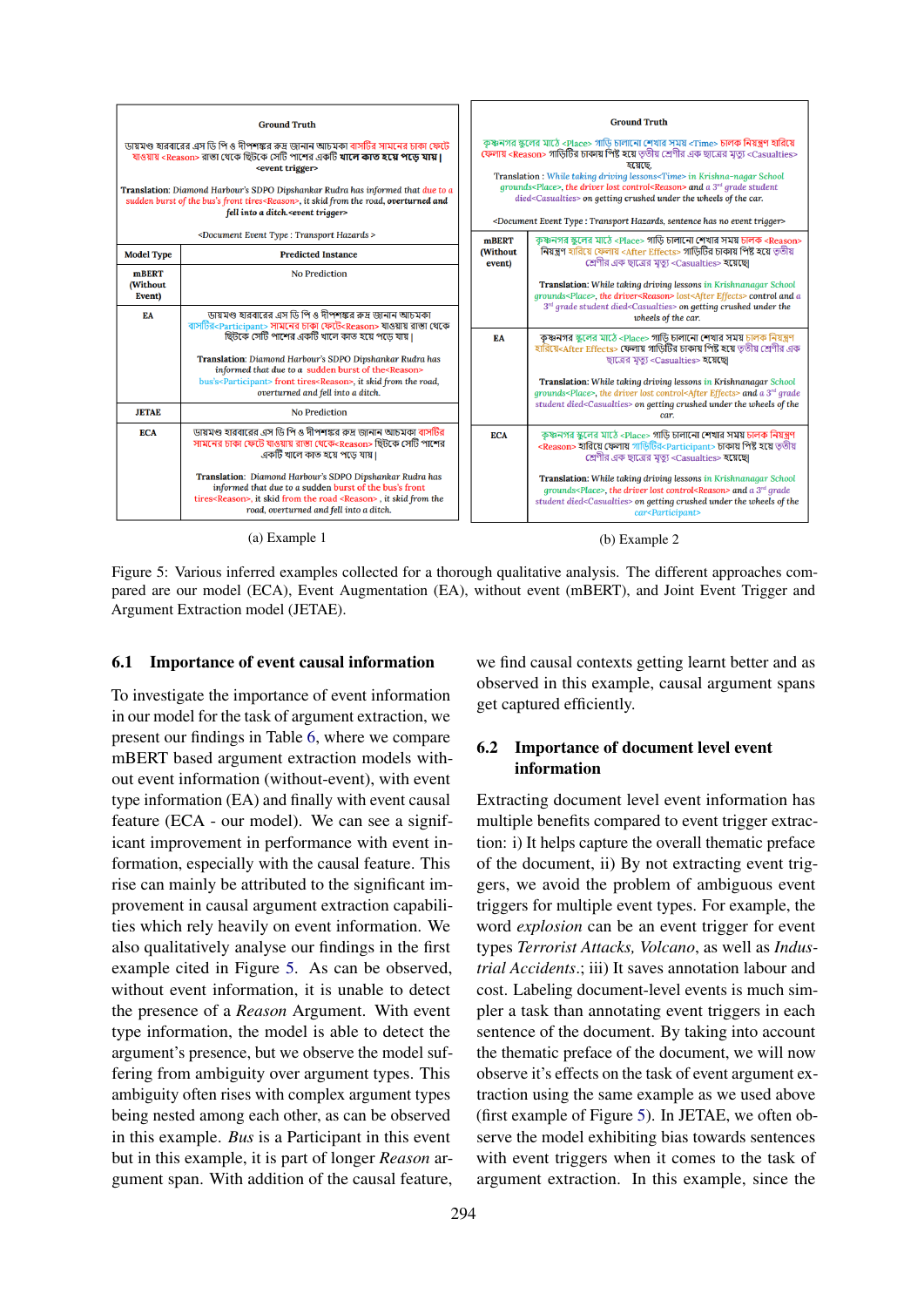**(a) Example 1**

| Ground Truth | |
|---|---|
| ডায়মণ্ড হারবারের এস ডি পি ও দীপশঙ্কর রুদ্র জানান আচমকা বাসটির সামনের চাকা ফেটে যাওয়ায় <Reason> রাস্তা থেকে ছিটকে সেটি পাশের একটি **খালে কাত হয়ে পড়ে যায় । <event trigger>** **Translation**: *Diamond Harbour's SDPO Dipshankar Rudra has informed that due to a sudden burst of the bus's front tires<Reason>, it skid from the road, **overturned and fell into a ditch.<event trigger>*** <Document Event Type : Transport Hazards > | |
| **Model Type** | **Predicted Instance** |
| **mBERT (Without Event)** | No Prediction |
| **EA** | ডায়মণ্ড হারবারের এস ডি পি ও দীপশঙ্কর রুদ্র জানান আচমকা বাসটির<Participant> সামনের চাকা ফেটে<Reason> যাওয়ায় রাস্তা থেকে ছিটকে সেটি পাশের একটি খালে কাত হয়ে পড়ে যায় । **Translation**: *Diamond Harbour's SDPO Dipshankar Rudra has informed that due to a sudden burst of the<Reason> bus's<Participant> front tires<Reason>, it skid from the road, overturned and fell into a ditch.* |
| **JETAE** | No Prediction |
| **ECA** | ডায়মণ্ড হারবারের এস ডি পি ও দীপশঙ্কর রুদ্র জানান আচমকা বাসটির সামনের চাকা ফেটে যাওয়ায় রাস্তা থেকে<Reason> ছিটকে সেটি পাশের একটি খালে কাত হয়ে পড়ে যায় । **Translation**: *Diamond Harbour's SDPO Dipshankar Rudra has informed that due to a sudden burst of the bus's front tires<Reason>, it skid from the road <Reason> , it skid from the road, overturned and fell into a ditch.* |

**(b) Example 2**

| Ground Truth | |
|---|---|
| কৃষ্ণনগর স্কুলের মাঠে <Place> গাড়ি চালানো শেখার সময় <Time> চালক নিয়ন্ত্রণ হারিয়ে ফেলায় <Reason> গাড়িটির চাকায় পিষ্ট হয়ে তৃতীয় শ্রেণীর এক ছাত্রের মৃত্যু <Casualties> হয়েছে. Translation : *While taking driving lessons<Time> in Krishna-nagar School grounds<Place>, the driver lost control<Reason> and a 3rd grade student died<Casualties> on getting crushed under the wheels of the car.* <Document Event Type : Transport Hazards, sentence has no event trigger> | |
| **mBERT (Without event)** | কৃষ্ণনগর স্কুলের মাঠে <Place> গাড়ি চালানো শেখার সময় চালক <Reason> নিয়ন্ত্রণ হারিয়ে ফেলায় <After Effects> গাড়িটির চাকায় পিষ্ট হয়ে তৃতীয় শ্রেণীর এক ছাত্রের মৃত্যু <Casualties> হয়েছে। **Translation:** *While taking driving lessons in Krishnanagar School grounds<Place>, the driver<Reason> lost<After Effects> control and a 3rd grade student died<Casualties> on getting crushed under the wheels of the car.* |
| **EA** | কৃষ্ণনগর স্কুলের মাঠে <Place> গাড়ি চালানো শেখার সময় চালক নিয়ন্ত্রণ হারিয়ে<After Effects> ফেলায় গাড়িটির চাকায় পিষ্ট হয়ে তৃতীয় শ্রেণীর এক ছাত্রের মৃত্যু <Casualties> হয়েছে। **Translation:** *While taking driving lessons in Krishnanagar School grounds<Place>, the driver lost control<After Effects> and a 3rd grade student died<Casualties> on getting crushed under the wheels of the car.* |
| **ECA** | কৃষ্ণনগর স্কুলের মাঠে <Place> গাড়ি চালানো শেখার সময় চালক নিয়ন্ত্রণ <Reason> হারিয়ে ফেলায় গাড়িটির<Participant> চাকায় পিষ্ট হয়ে তৃতীয় শ্রেণীর এক ছাত্রের মৃত্যু <Casualties> হয়েছে। **Translation:** *While taking driving lessons in Krishnanagar School grounds<Place>, the driver lost control<Reason> and a 3rd grade student died<Casualties> on getting crushed under the wheels of the car<Participant>* |

Figure 5: Various inferred examples collected for a thorough qualitative analysis. The different approaches compared are our model (ECA), Event Augmentation (EA), without event (mBERT), and Joint Event Trigger and Argument Extraction model (JETAE).

### 6.1 Importance of event causal information

To investigate the importance of event information in our model for the task of argument extraction, we present our findings in Table 6, where we compare mBERT based argument extraction models without event information (without-event), with event type information (EA) and finally with event causal feature (ECA - our model). We can see a significant improvement in performance with event information, especially with the causal feature. This rise can mainly be attributed to the significant improvement in causal argument extraction capabilities which rely heavily on event information. We also qualitatively analyse our findings in the first example cited in Figure 5. As can be observed, without event information, it is unable to detect the presence of a *Reason* Argument. With event type information, the model is able to detect the argument's presence, but we observe the model suffering from ambiguity over argument types. This ambiguity often rises with complex argument types being nested among each other, as can be observed in this example. *Bus* is a Participant in this event but in this example, it is part of longer *Reason* argument span. With addition of the causal feature, we find causal contexts getting learnt better and as observed in this example, causal argument spans get captured efficiently.

### 6.2 Importance of document level event information

Extracting document level event information has multiple benefits compared to event trigger extraction: i) It helps capture the overall thematic preface of the document, ii) By not extracting event triggers, we avoid the problem of ambiguous event triggers for multiple event types. For example, the word *explosion* can be an event trigger for event types *Terrorist Attacks, Volcano*, as well as *Industrial Accidents.*; iii) It saves annotation labour and cost. Labeling document-level events is much simpler a task than annotating event triggers in each sentence of the document. By taking into account the thematic preface of the document, we will now observe it's effects on the task of event argument extraction using the same example as we used above (first example of Figure 5). In JETAE, we often observe the model exhibiting bias towards sentences with event triggers when it comes to the task of argument extraction. In this example, since the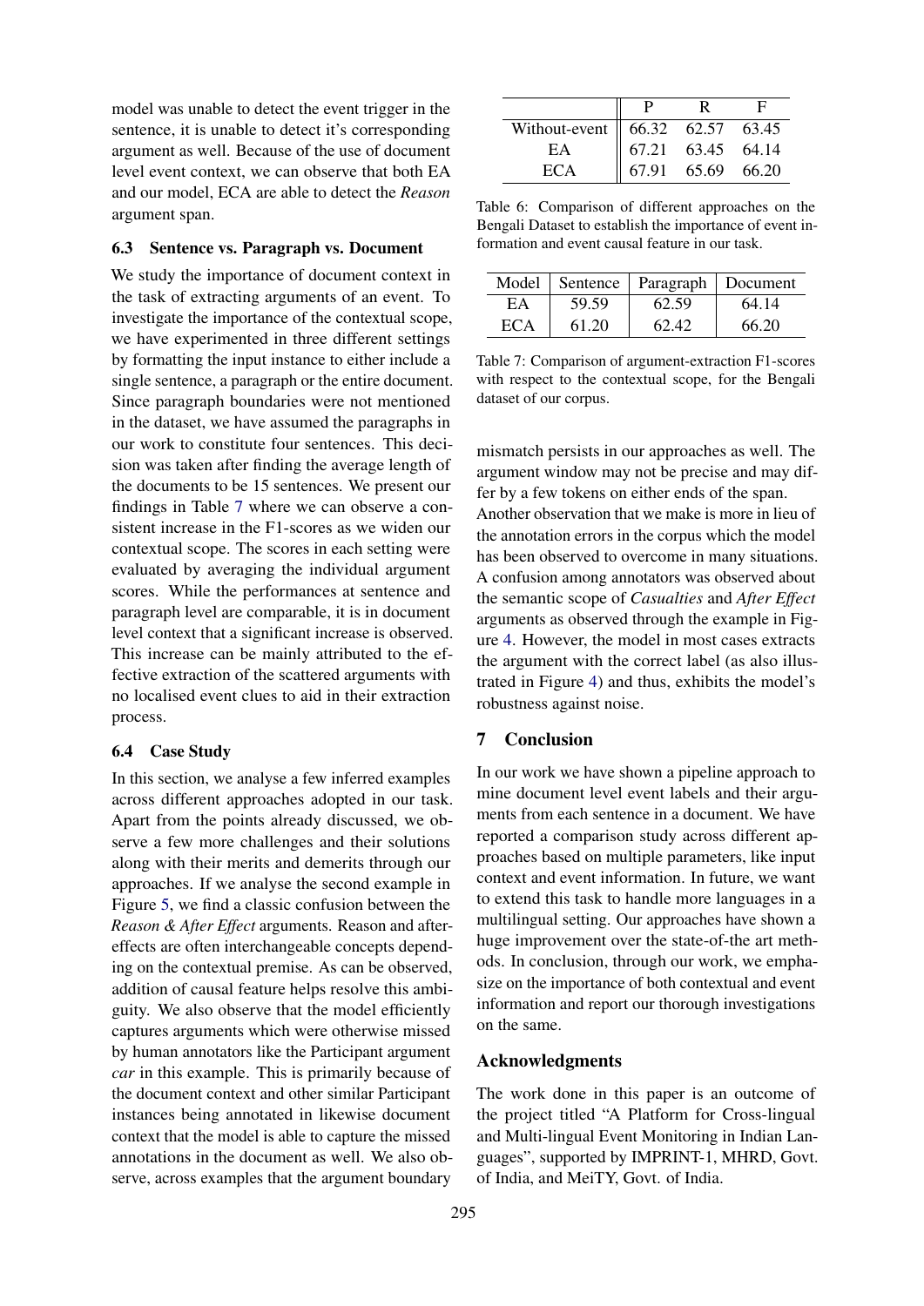model was unable to detect the event trigger in the sentence, it is unable to detect it's corresponding argument as well. Because of the use of document level event context, we can observe that both EA and our model, ECA are able to detect the *Reason* argument span.

### 6.3 Sentence vs. Paragraph vs. Document

We study the importance of document context in the task of extracting arguments of an event. To investigate the importance of the contextual scope, we have experimented in three different settings by formatting the input instance to either include a single sentence, a paragraph or the entire document. Since paragraph boundaries were not mentioned in the dataset, we have assumed the paragraphs in our work to constitute four sentences. This decision was taken after finding the average length of the documents to be 15 sentences. We present our findings in Table 7 where we can observe a consistent increase in the F1-scores as we widen our contextual scope. The scores in each setting were evaluated by averaging the individual argument scores. While the performances at sentence and paragraph level are comparable, it is in document level context that a significant increase is observed. This increase can be mainly attributed to the effective extraction of the scattered arguments with no localised event clues to aid in their extraction process.

### 6.4 Case Study

In this section, we analyse a few inferred examples across different approaches adopted in our task. Apart from the points already discussed, we observe a few more challenges and their solutions along with their merits and demerits through our approaches. If we analyse the second example in Figure 5, we find a classic confusion between the *Reason & After Effect* arguments. Reason and after-effects are often interchangeable concepts depending on the contextual premise. As can be observed, addition of causal feature helps resolve this ambiguity. We also observe that the model efficiently captures arguments which were otherwise missed by human annotators like the Participant argument *car* in this example. This is primarily because of the document context and other similar Participant instances being annotated in likewise document context that the model is able to capture the missed annotations in the document as well. We also observe, across examples that the argument boundary

| | P | R | F |
|---|---|---|---|
| Without-event | 66.32 | 62.57 | 63.45 |
| EA | 67.21 | 63.45 | 64.14 |
| ECA | 67.91 | 65.69 | 66.20 |

Table 6: Comparison of different approaches on the Bengali Dataset to establish the importance of event information and event causal feature in our task.

| Model | Sentence | Paragraph | Document |
|---|---|---|---|
| EA | 59.59 | 62.59 | 64.14 |
| ECA | 61.20 | 62.42 | 66.20 |

Table 7: Comparison of argument-extraction F1-scores with respect to the contextual scope, for the Bengali dataset of our corpus.

mismatch persists in our approaches as well. The argument window may not be precise and may differ by a few tokens on either ends of the span. Another observation that we make is more in lieu of the annotation errors in the corpus which the model has been observed to overcome in many situations. A confusion among annotators was observed about the semantic scope of *Casualties* and *After Effect* arguments as observed through the example in Figure 4. However, the model in most cases extracts the argument with the correct label (as also illustrated in Figure 4) and thus, exhibits the model's robustness against noise.

## 7 Conclusion

In our work we have shown a pipeline approach to mine document level event labels and their arguments from each sentence in a document. We have reported a comparison study across different approaches based on multiple parameters, like input context and event information. In future, we want to extend this task to handle more languages in a multilingual setting. Our approaches have shown a huge improvement over the state-of-the art methods. In conclusion, through our work, we emphasize on the importance of both contextual and event information and report our thorough investigations on the same.

## Acknowledgments

The work done in this paper is an outcome of the project titled "A Platform for Cross-lingual and Multi-lingual Event Monitoring in Indian Languages", supported by IMPRINT-1, MHRD, Govt. of India, and MeiTY, Govt. of India.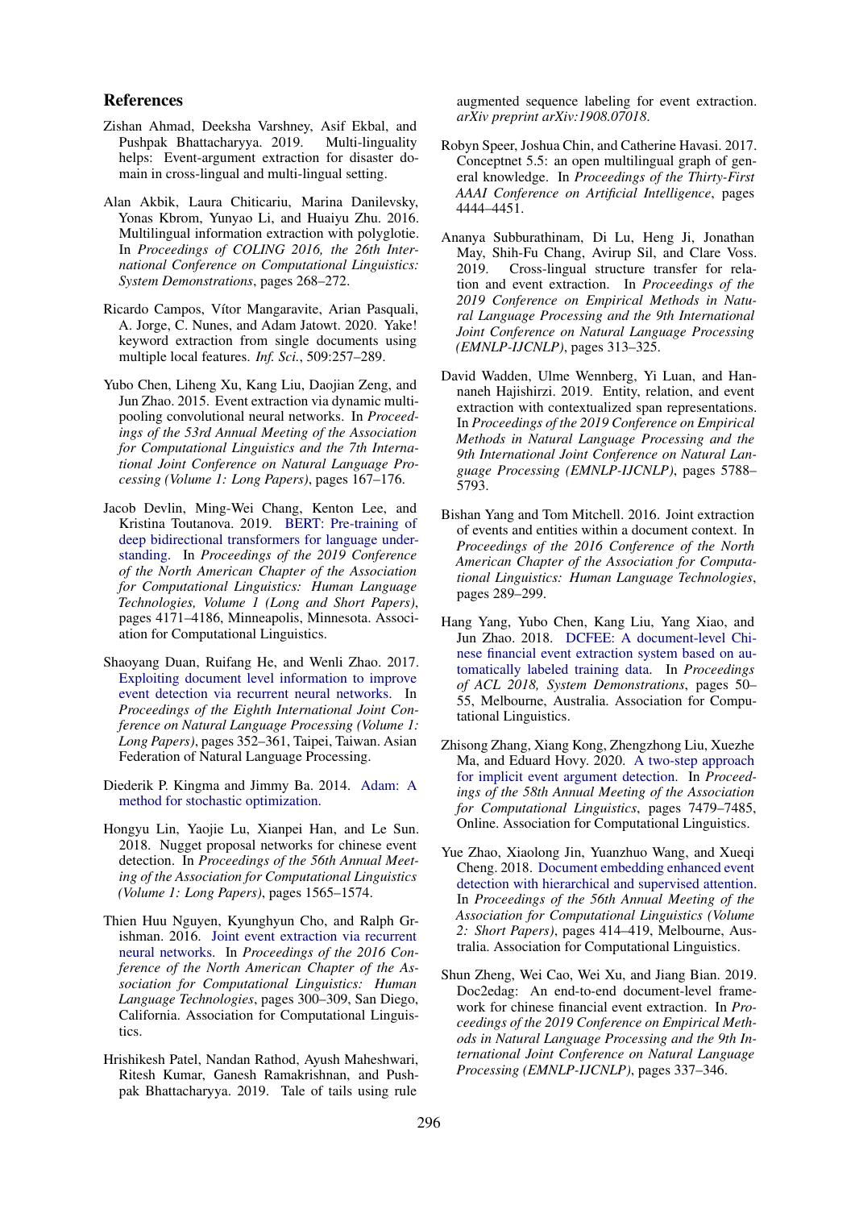## References

Zishan Ahmad, Deeksha Varshney, Asif Ekbal, and Pushpak Bhattacharyya. 2019. Multi-linguality helps: Event-argument extraction for disaster domain in cross-lingual and multi-lingual setting.

Alan Akbik, Laura Chiticariu, Marina Danilevsky, Yonas Kbrom, Yunyao Li, and Huaiyu Zhu. 2016. Multilingual information extraction with polyglotie. In *Proceedings of COLING 2016, the 26th International Conference on Computational Linguistics: System Demonstrations*, pages 268–272.

Ricardo Campos, Vítor Mangaravite, Arian Pasquali, A. Jorge, C. Nunes, and Adam Jatowt. 2020. Yake! keyword extraction from single documents using multiple local features. *Inf. Sci.*, 509:257–289.

Yubo Chen, Liheng Xu, Kang Liu, Daojian Zeng, and Jun Zhao. 2015. Event extraction via dynamic multi-pooling convolutional neural networks. In *Proceedings of the 53rd Annual Meeting of the Association for Computational Linguistics and the 7th International Joint Conference on Natural Language Processing (Volume 1: Long Papers)*, pages 167–176.

Jacob Devlin, Ming-Wei Chang, Kenton Lee, and Kristina Toutanova. 2019. BERT: Pre-training of deep bidirectional transformers for language understanding. In *Proceedings of the 2019 Conference of the North American Chapter of the Association for Computational Linguistics: Human Language Technologies, Volume 1 (Long and Short Papers)*, pages 4171–4186, Minneapolis, Minnesota. Association for Computational Linguistics.

Shaoyang Duan, Ruifang He, and Wenli Zhao. 2017. Exploiting document level information to improve event detection via recurrent neural networks. In *Proceedings of the Eighth International Joint Conference on Natural Language Processing (Volume 1: Long Papers)*, pages 352–361, Taipei, Taiwan. Asian Federation of Natural Language Processing.

Diederik P. Kingma and Jimmy Ba. 2014. Adam: A method for stochastic optimization.

Hongyu Lin, Yaojie Lu, Xianpei Han, and Le Sun. 2018. Nugget proposal networks for chinese event detection. In *Proceedings of the 56th Annual Meeting of the Association for Computational Linguistics (Volume 1: Long Papers)*, pages 1565–1574.

Thien Huu Nguyen, Kyunghyun Cho, and Ralph Grishman. 2016. Joint event extraction via recurrent neural networks. In *Proceedings of the 2016 Conference of the North American Chapter of the Association for Computational Linguistics: Human Language Technologies*, pages 300–309, San Diego, California. Association for Computational Linguistics.

Hrishikesh Patel, Nandan Rathod, Ayush Maheshwari, Ritesh Kumar, Ganesh Ramakrishnan, and Pushpak Bhattacharyya. 2019. Tale of tails using rule augmented sequence labeling for event extraction. *arXiv preprint arXiv:1908.07018*.

Robyn Speer, Joshua Chin, and Catherine Havasi. 2017. Conceptnet 5.5: an open multilingual graph of general knowledge. In *Proceedings of the Thirty-First AAAI Conference on Artificial Intelligence*, pages 4444–4451.

Ananya Subburathinam, Di Lu, Heng Ji, Jonathan May, Shih-Fu Chang, Avirup Sil, and Clare Voss. 2019. Cross-lingual structure transfer for relation and event extraction. In *Proceedings of the 2019 Conference on Empirical Methods in Natural Language Processing and the 9th International Joint Conference on Natural Language Processing (EMNLP-IJCNLP)*, pages 313–325.

David Wadden, Ulme Wennberg, Yi Luan, and Hannaneh Hajishirzi. 2019. Entity, relation, and event extraction with contextualized span representations. In *Proceedings of the 2019 Conference on Empirical Methods in Natural Language Processing and the 9th International Joint Conference on Natural Language Processing (EMNLP-IJCNLP)*, pages 5788–5793.

Bishan Yang and Tom Mitchell. 2016. Joint extraction of events and entities within a document context. In *Proceedings of the 2016 Conference of the North American Chapter of the Association for Computational Linguistics: Human Language Technologies*, pages 289–299.

Hang Yang, Yubo Chen, Kang Liu, Yang Xiao, and Jun Zhao. 2018. DCFEE: A document-level Chinese financial event extraction system based on automatically labeled training data. In *Proceedings of ACL 2018, System Demonstrations*, pages 50–55, Melbourne, Australia. Association for Computational Linguistics.

Zhisong Zhang, Xiang Kong, Zhengzhong Liu, Xuezhe Ma, and Eduard Hovy. 2020. A two-step approach for implicit event argument detection. In *Proceedings of the 58th Annual Meeting of the Association for Computational Linguistics*, pages 7479–7485, Online. Association for Computational Linguistics.

Yue Zhao, Xiaolong Jin, Yuanzhuo Wang, and Xueqi Cheng. 2018. Document embedding enhanced event detection with hierarchical and supervised attention. In *Proceedings of the 56th Annual Meeting of the Association for Computational Linguistics (Volume 2: Short Papers)*, pages 414–419, Melbourne, Australia. Association for Computational Linguistics.

Shun Zheng, Wei Cao, Wei Xu, and Jiang Bian. 2019. Doc2edag: An end-to-end document-level framework for chinese financial event extraction. In *Proceedings of the 2019 Conference on Empirical Methods in Natural Language Processing and the 9th International Joint Conference on Natural Language Processing (EMNLP-IJCNLP)*, pages 337–346.